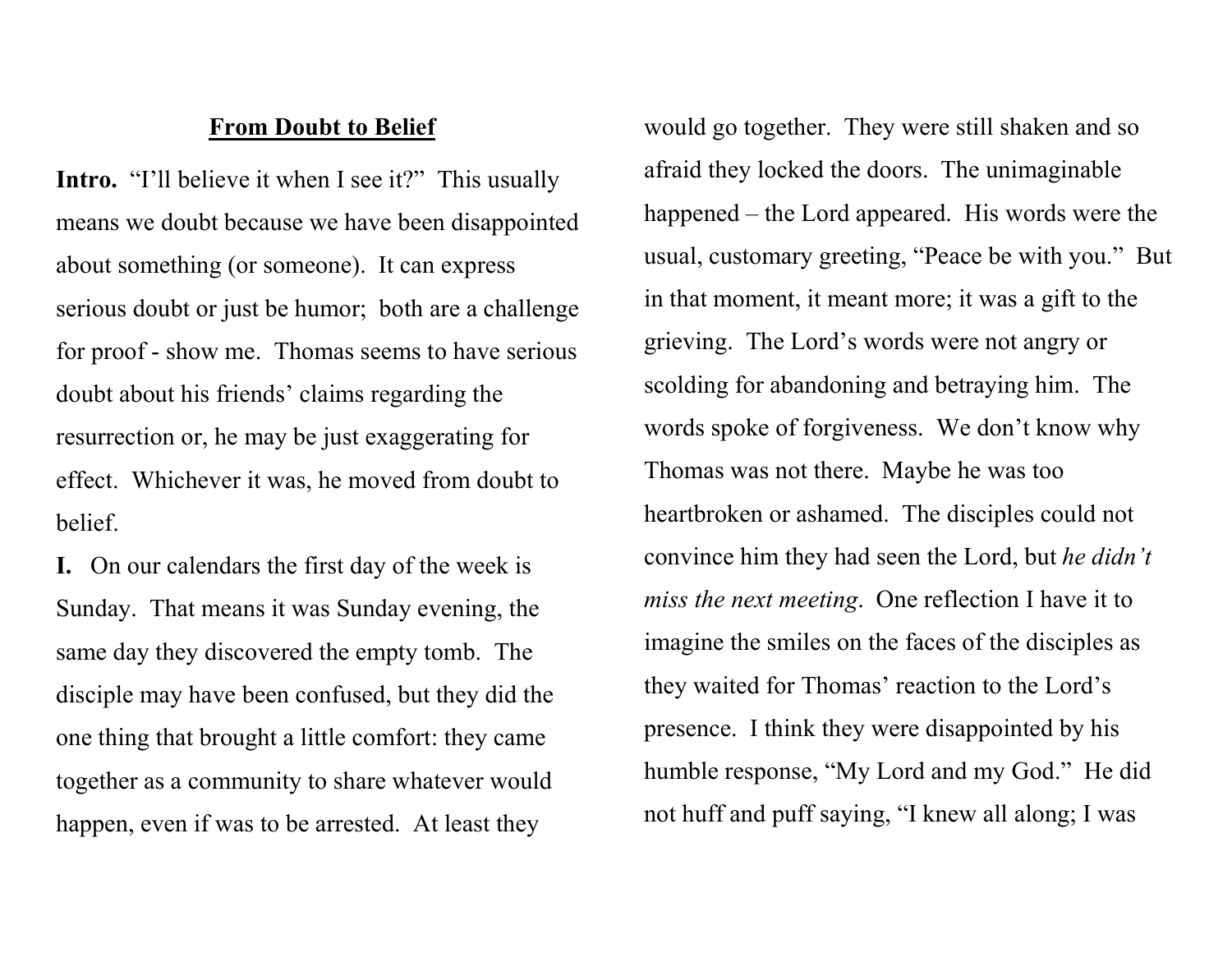## **From Doubt to Belief**

**Intro.** "I'll believe it when I see it?" This usually means we doubt because we have been disappointed about something (or someone). It can express serious doubt or just be humor; both are a challenge for proof - show me. Thomas seems to have serious doubt about his friends' claims regarding the resurrection or, he may be just exaggerating for effect. Whichever it was, he moved from doubt to belief.

**I.** On our calendars the first day of the week is Sunday. That means it was Sunday evening, the same day they discovered the empty tomb. The disciple may have been confused, but they did the one thing that brought a little comfort: they came together as a community to share whatever would happen, even if was to be arrested. At least they would go together. They were still shaken and so afraid they locked the doors. The unimaginable happened – the Lord appeared. His words were the usual, customary greeting, "Peace be with you." But in that moment, it meant more; it was a gift to the grieving. The Lord's words were not angry or scolding for abandoning and betraying him. The words spoke of forgiveness. We don't know why Thomas was not there. Maybe he was too heartbroken or ashamed. The disciples could not convince him they had seen the Lord, but *he didn't miss the next meeting*. One reflection I have it to imagine the smiles on the faces of the disciples as they waited for Thomas' reaction to the Lord's presence. I think they were disappointed by his humble response, "My Lord and my God." He did not huff and puff saying, "I knew all along; I was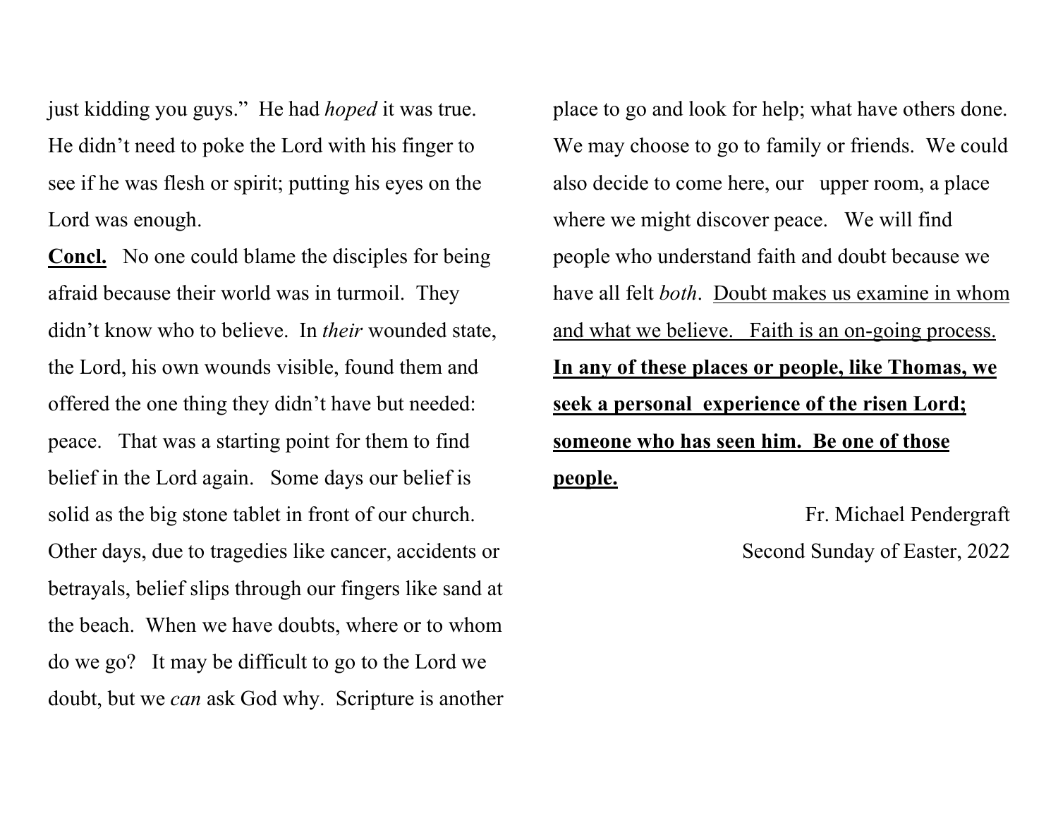just kidding you guys." He had *hoped* it was true. He didn't need to poke the Lord with his finger to see if he was flesh or spirit; putting his eyes on the Lord was enough.

<u>**Concl.**</u> No one could blame the disciples for being afraid because their world was in turmoil. They didn't know who to believe. In *their* wounded state, the Lord, his own wounds visible, found them and offered the one thing they didn't have but needed: peace. That was a starting point for them to find belief in the Lord again. Some days our belief is solid as the big stone tablet in front of our church. Other days, due to tragedies like cancer, accidents or betrayals, belief slips through our fingers like sand at the beach. When we have doubts, where or to whom do we go? It may be difficult to go to the Lord we doubt, but we *can* ask God why. Scripture is another place to go and look for help; what have others done. We may choose to go to family or friends. We could also decide to come here, our upper room, a place where we might discover peace. We will find people who understand faith and doubt because we have all felt *both*. <u>Doubt makes us examine in whom and what we believe. Faith is an on-going process.</u> <u>**In any of these places or people, like Thomas, we seek a personal experience of the risen Lord; someone who has seen him. Be one of those people.**</u>

Fr. Michael Pendergraft

Second Sunday of Easter, 2022